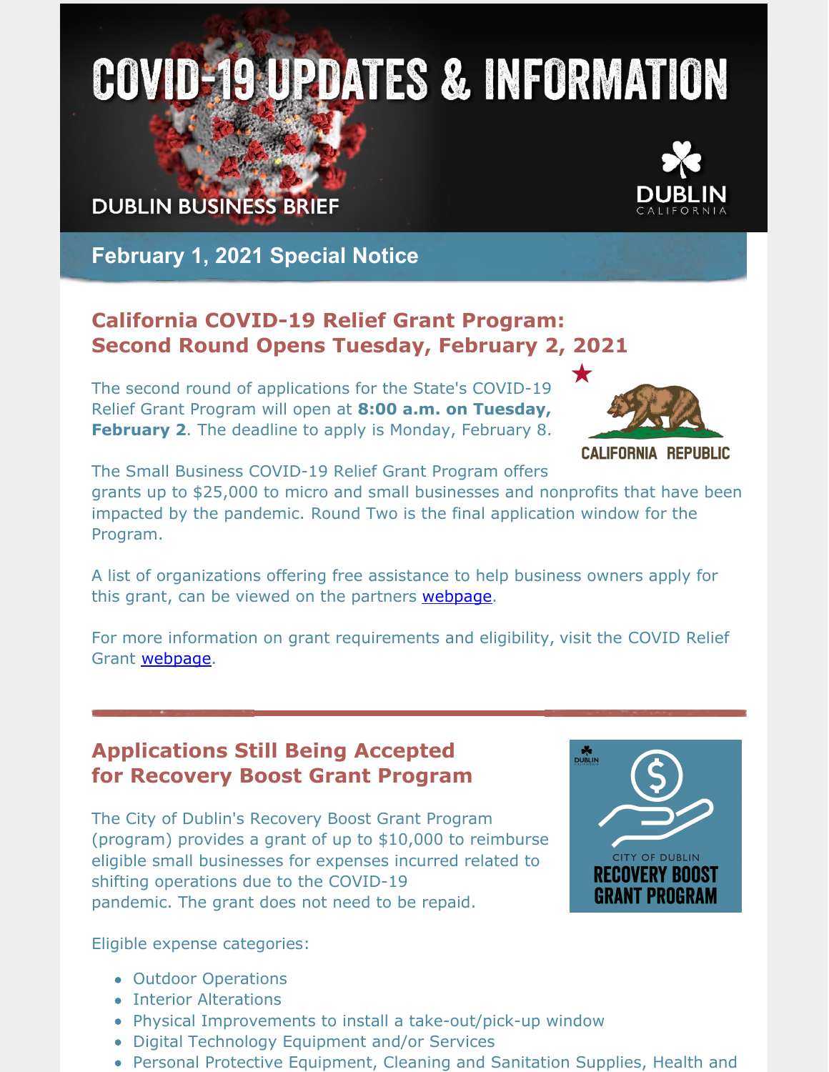# COVID-19 UPDATES & INFORMATION

DUBLIN BUSINESS BRIEF

DUBLIN CALIFORNIA

## February 1, 2021 Special Notice

### California COVID-19 Relief Grant Program: Second Round Opens Tuesday, February 2, 2021

The second round of applications for the State's COVID-19 Relief Grant Program will open at **8:00 a.m. on Tuesday, February 2**. The deadline to apply is Monday, February 8.

CALIFORNIA REPUBLIC

The Small Business COVID-19 Relief Grant Program offers grants up to $25,000 to micro and small businesses and nonprofits that have been impacted by the pandemic. Round Two is the final application window for the Program.

A list of organizations offering free assistance to help business owners apply for this grant, can be viewed on the partners [webpage](webpage).

For more information on grant requirements and eligibility, visit the COVID Relief Grant [webpage](webpage).

---

### Applications Still Being Accepted for Recovery Boost Grant Program

CITY OF DUBLIN RECOVERY BOOST GRANT PROGRAM

The City of Dublin's Recovery Boost Grant Program (program) provides a grant of up to $10,000 to reimburse eligible small businesses for expenses incurred related to shifting operations due to the COVID-19 pandemic. The grant does not need to be repaid.

Eligible expense categories:

- Outdoor Operations
- Interior Alterations
- Physical Improvements to install a take-out/pick-up window
- Digital Technology Equipment and/or Services
- Personal Protective Equipment, Cleaning and Sanitation Supplies, Health and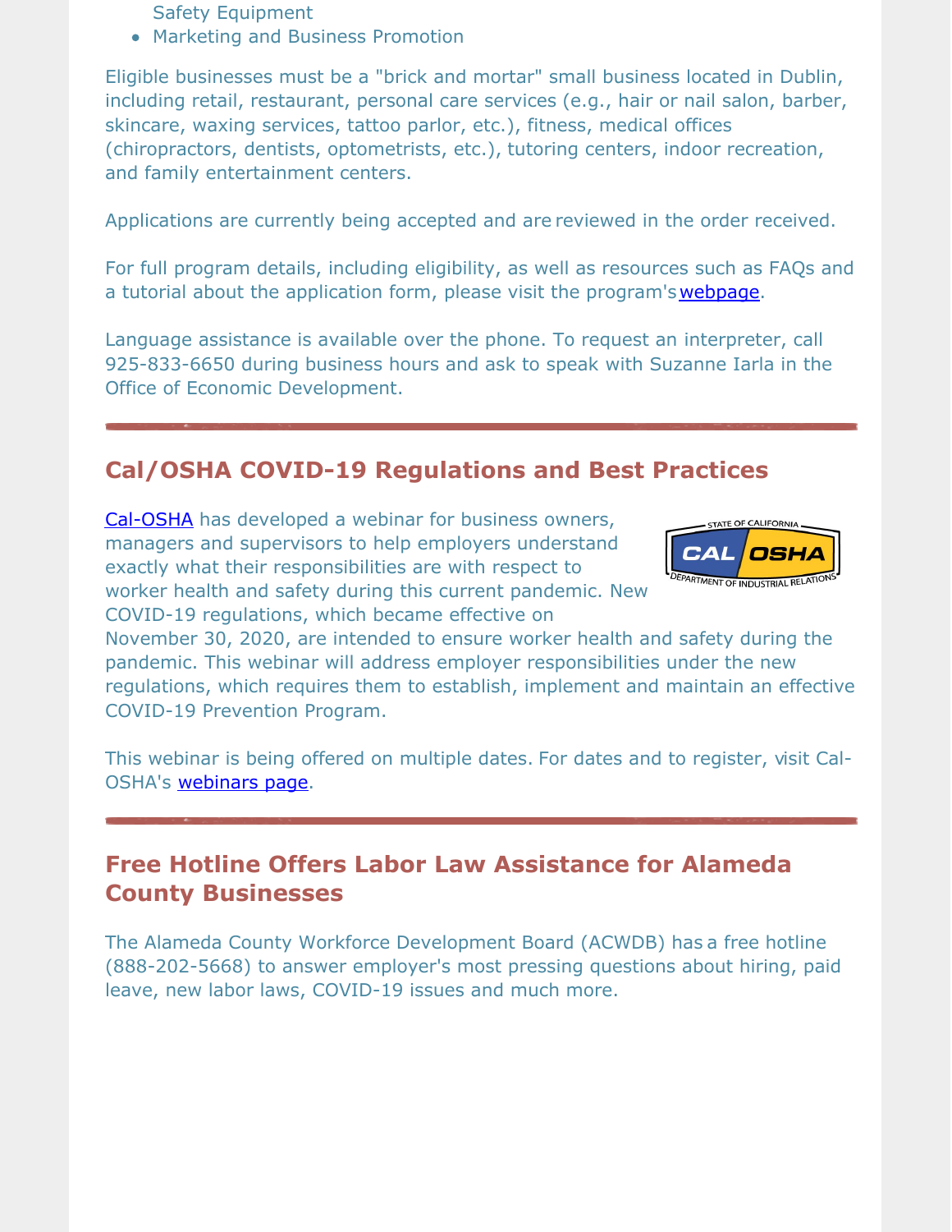Safety Equipment
- Marketing and Business Promotion

Eligible businesses must be a "brick and mortar" small business located in Dublin, including retail, restaurant, personal care services (e.g., hair or nail salon, barber, skincare, waxing services, tattoo parlor, etc.), fitness, medical offices (chiropractors, dentists, optometrists, etc.), tutoring centers, indoor recreation, and family entertainment centers.

Applications are currently being accepted and are reviewed in the order received.

For full program details, including eligibility, as well as resources such as FAQs and a tutorial about the application form, please visit the program's webpage.

Language assistance is available over the phone. To request an interpreter, call 925-833-6650 during business hours and ask to speak with Suzanne Iarla in the Office of Economic Development.

## Cal/OSHA COVID-19 Regulations and Best Practices

Cal-OSHA has developed a webinar for business owners, managers and supervisors to help employers understand exactly what their responsibilities are with respect to worker health and safety during this current pandemic. New COVID-19 regulations, which became effective on November 30, 2020, are intended to ensure worker health and safety during the pandemic. This webinar will address employer responsibilities under the new regulations, which requires them to establish, implement and maintain an effective COVID-19 Prevention Program.

This webinar is being offered on multiple dates. For dates and to register, visit Cal-OSHA's webinars page.

## Free Hotline Offers Labor Law Assistance for Alameda County Businesses

The Alameda County Workforce Development Board (ACWDB) has a free hotline (888-202-5668) to answer employer's most pressing questions about hiring, paid leave, new labor laws, COVID-19 issues and much more.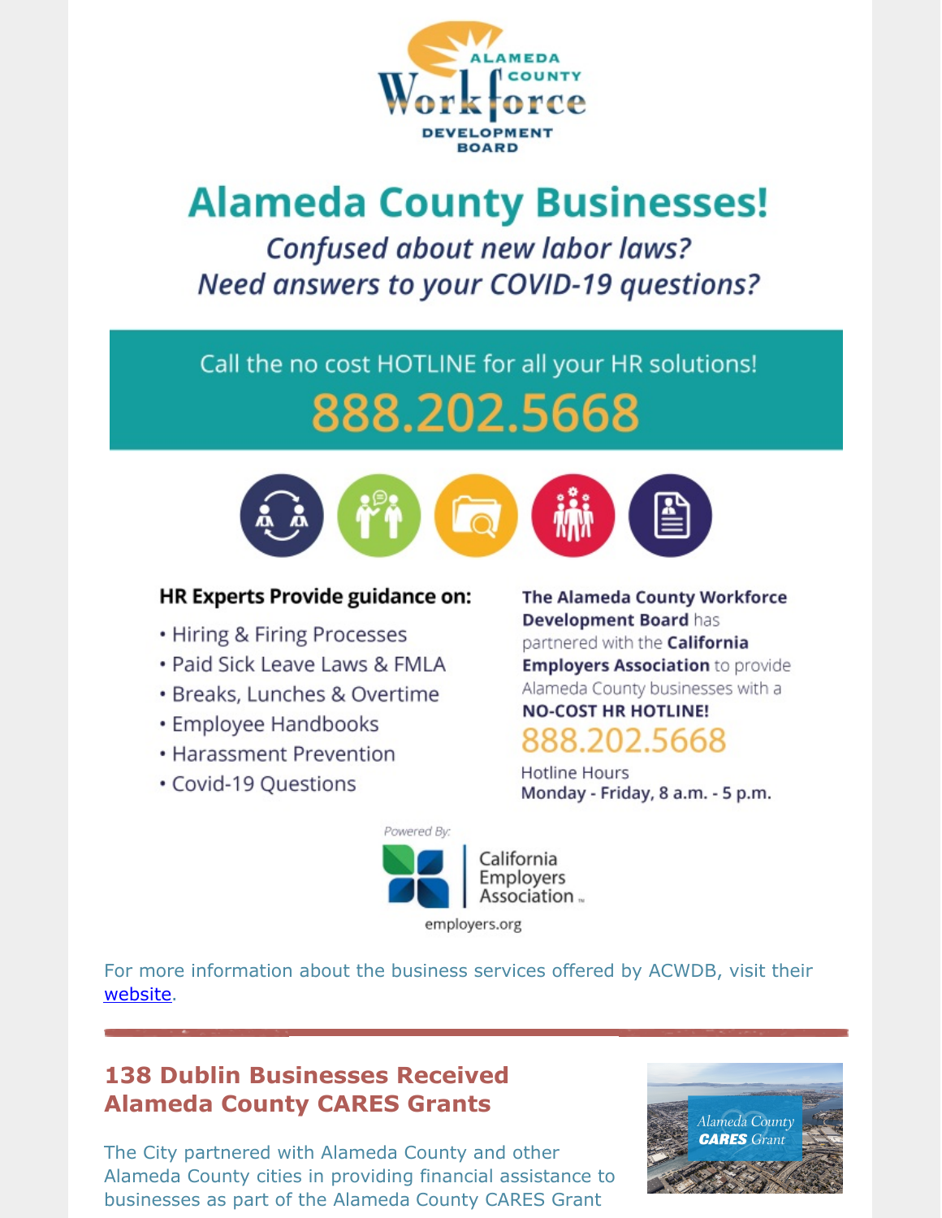ALAMEDA COUNTY Workforce DEVELOPMENT BOARD

# Alameda County Businesses!

*Confused about new labor laws?*
*Need answers to your COVID-19 questions?*

Call the no cost HOTLINE for all your HR solutions!

**888.202.5668**

**HR Experts Provide guidance on:**

- Hiring & Firing Processes
- Paid Sick Leave Laws & FMLA
- Breaks, Lunches & Overtime
- Employee Handbooks
- Harassment Prevention
- Covid-19 Questions

**The Alameda County Workforce Development Board** has partnered with the **California Employers Association** to provide Alameda County businesses with a **NO-COST HR HOTLINE!**

888.202.5668

Hotline Hours
**Monday - Friday, 8 a.m. - 5 p.m.**

*Powered By:*
California Employers Association
employers.org

For more information about the business services offered by ACWDB, visit their [website](website).

## 138 Dublin Businesses Received Alameda County CARES Grants

The City partnered with Alameda County and other Alameda County cities in providing financial assistance to businesses as part of the Alameda County CARES Grant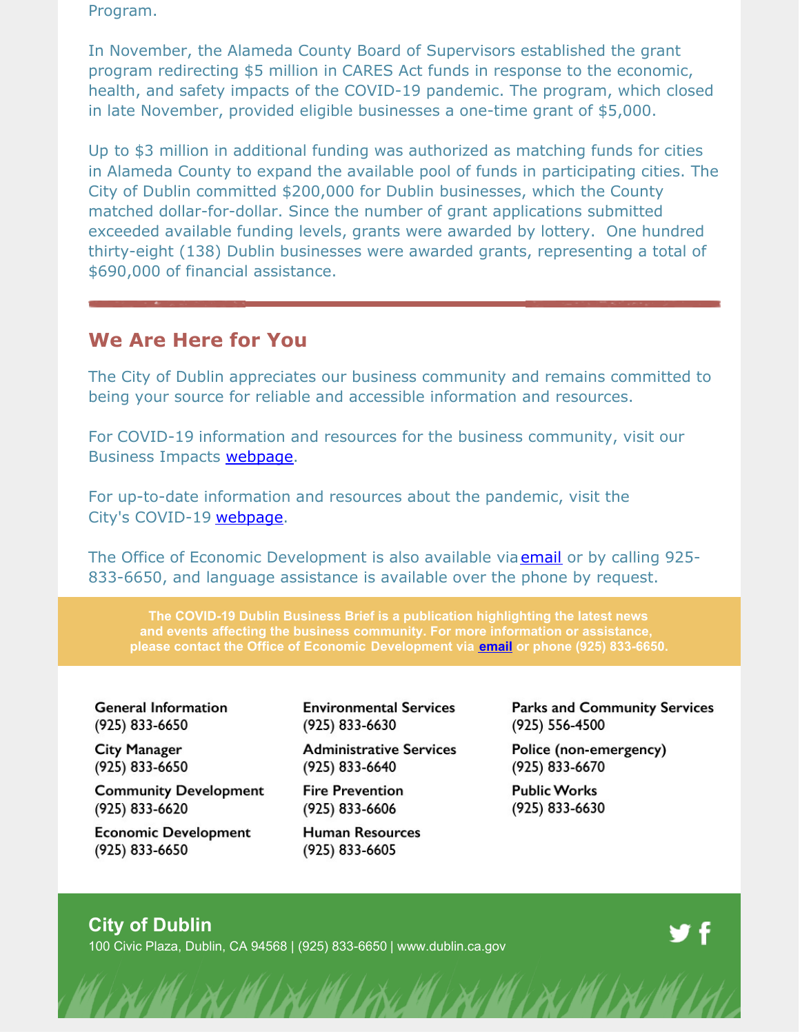Program.

In November, the Alameda County Board of Supervisors established the grant program redirecting $5 million in CARES Act funds in response to the economic, health, and safety impacts of the COVID-19 pandemic. The program, which closed in late November, provided eligible businesses a one-time grant of $5,000.

Up to $3 million in additional funding was authorized as matching funds for cities in Alameda County to expand the available pool of funds in participating cities. The City of Dublin committed $200,000 for Dublin businesses, which the County matched dollar-for-dollar. Since the number of grant applications submitted exceeded available funding levels, grants were awarded by lottery. One hundred thirty-eight (138) Dublin businesses were awarded grants, representing a total of $690,000 of financial assistance.

## We Are Here for You

The City of Dublin appreciates our business community and remains committed to being your source for reliable and accessible information and resources.

For COVID-19 information and resources for the business community, visit our Business Impacts webpage.

For up-to-date information and resources about the pandemic, visit the City's COVID-19 webpage.

The Office of Economic Development is also available via email or by calling 925-833-6650, and language assistance is available over the phone by request.

**The COVID-19 Dublin Business Brief is a publication highlighting the latest news and events affecting the business community. For more information or assistance, please contact the Office of Economic Development via email or phone (925) 833-6650.**

**General Information**
(925) 833-6650

**City Manager**
(925) 833-6650

**Community Development**
(925) 833-6620

**Economic Development**
(925) 833-6650

**Environmental Services**
(925) 833-6630

**Administrative Services**
(925) 833-6640

**Fire Prevention**
(925) 833-6606

**Human Resources**
(925) 833-6605

**Parks and Community Services**
(925) 556-4500

**Police (non-emergency)**
(925) 833-6670

**Public Works**
(925) 833-6630

**City of Dublin**
100 Civic Plaza, Dublin, CA 94568 | (925) 833-6650 | www.dublin.ca.gov